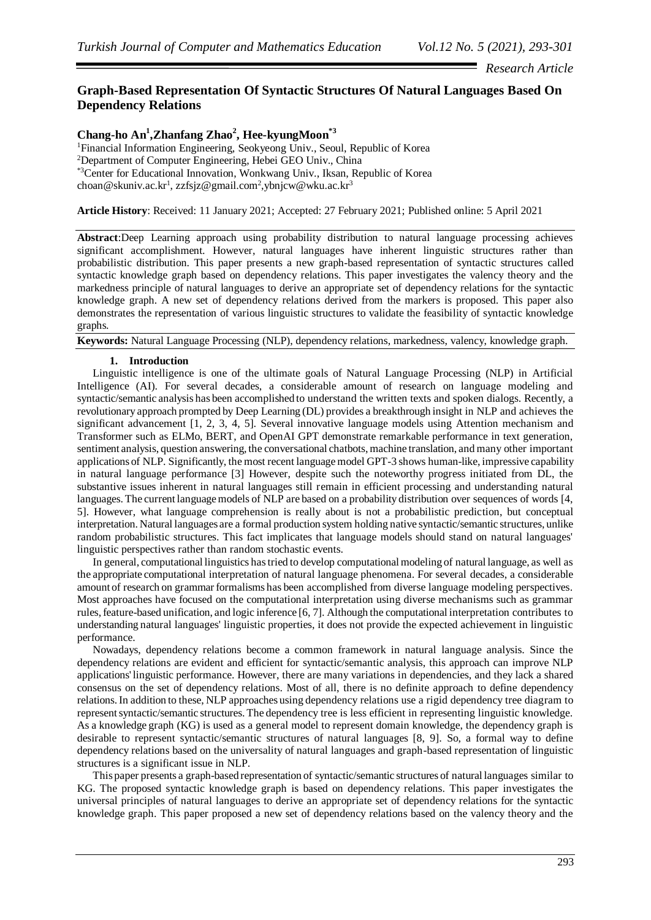*Research Article*

# Graph-Based Representation Of Syntactic Structures Of Natural Languages Based On Dependency Relations

**Chang-ho An[1], Zhanfang Zhao[2], Hee-kyungMoon[*3]**

[1]Financial Information Engineering, Seokyeong Univ., Seoul, Republic of Korea
[2]Department of Computer Engineering, Hebei GEO Univ., China
[*3]Center for Educational Innovation, Wonkwang Univ., Iksan, Republic of Korea
choan@skuniv.ac.kr[1], zzfsjz@gmail.com[2], ybnjcw@wku.ac.kr[3]

**Article History**: Received: 11 January 2021; Accepted: 27 February 2021; Published online: 5 April 2021

**Abstract**: Deep Learning approach using probability distribution to natural language processing achieves significant accomplishment. However, natural languages have inherent linguistic structures rather than probabilistic distribution. This paper presents a new graph-based representation of syntactic structures called syntactic knowledge graph based on dependency relations. This paper investigates the valency theory and the markedness principle of natural languages to derive an appropriate set of dependency relations for the syntactic knowledge graph. A new set of dependency relations derived from the markers is proposed. This paper also demonstrates the representation of various linguistic structures to validate the feasibility of syntactic knowledge graphs.

**Keywords:** Natural Language Processing (NLP), dependency relations, markedness, valency, knowledge graph.

## 1. Introduction

Linguistic intelligence is one of the ultimate goals of Natural Language Processing (NLP) in Artificial Intelligence (AI). For several decades, a considerable amount of research on language modeling and syntactic/semantic analysis has been accomplished to understand the written texts and spoken dialogs. Recently, a revolutionary approach prompted by Deep Learning (DL) provides a breakthrough insight in NLP and achieves the significant advancement [1, 2, 3, 4, 5]. Several innovative language models using Attention mechanism and Transformer such as ELMo, BERT, and OpenAI GPT demonstrate remarkable performance in text generation, sentiment analysis, question answering, the conversational chatbots, machine translation, and many other important applications of NLP. Significantly, the most recent language model GPT-3 shows human-like, impressive capability in natural language performance [3] However, despite such the noteworthy progress initiated from DL, the substantive issues inherent in natural languages still remain in efficient processing and understanding natural languages. The current language models of NLP are based on a probability distribution over sequences of words [4, 5]. However, what language comprehension is really about is not a probabilistic prediction, but conceptual interpretation. Natural languages are a formal production system holding native syntactic/semantic structures, unlike random probabilistic structures. This fact implicates that language models should stand on natural languages' linguistic perspectives rather than random stochastic events.

In general, computational linguistics has tried to develop computational modeling of natural language, as well as the appropriate computational interpretation of natural language phenomena. For several decades, a considerable amount of research on grammar formalisms has been accomplished from diverse language modeling perspectives. Most approaches have focused on the computational interpretation using diverse mechanisms such as grammar rules, feature-based unification, and logic inference [6, 7]. Although the computational interpretation contributes to understanding natural languages' linguistic properties, it does not provide the expected achievement in linguistic performance.

Nowadays, dependency relations become a common framework in natural language analysis. Since the dependency relations are evident and efficient for syntactic/semantic analysis, this approach can improve NLP applications' linguistic performance. However, there are many variations in dependencies, and they lack a shared consensus on the set of dependency relations. Most of all, there is no definite approach to define dependency relations. In addition to these, NLP approaches using dependency relations use a rigid dependency tree diagram to represent syntactic/semantic structures. The dependency tree is less efficient in representing linguistic knowledge. As a knowledge graph (KG) is used as a general model to represent domain knowledge, the dependency graph is desirable to represent syntactic/semantic structures of natural languages [8, 9]. So, a formal way to define dependency relations based on the universality of natural languages and graph-based representation of linguistic structures is a significant issue in NLP.

This paper presents a graph-based representation of syntactic/semantic structures of natural languages similar to KG. The proposed syntactic knowledge graph is based on dependency relations. This paper investigates the universal principles of natural languages to derive an appropriate set of dependency relations for the syntactic knowledge graph. This paper proposed a new set of dependency relations based on the valency theory and the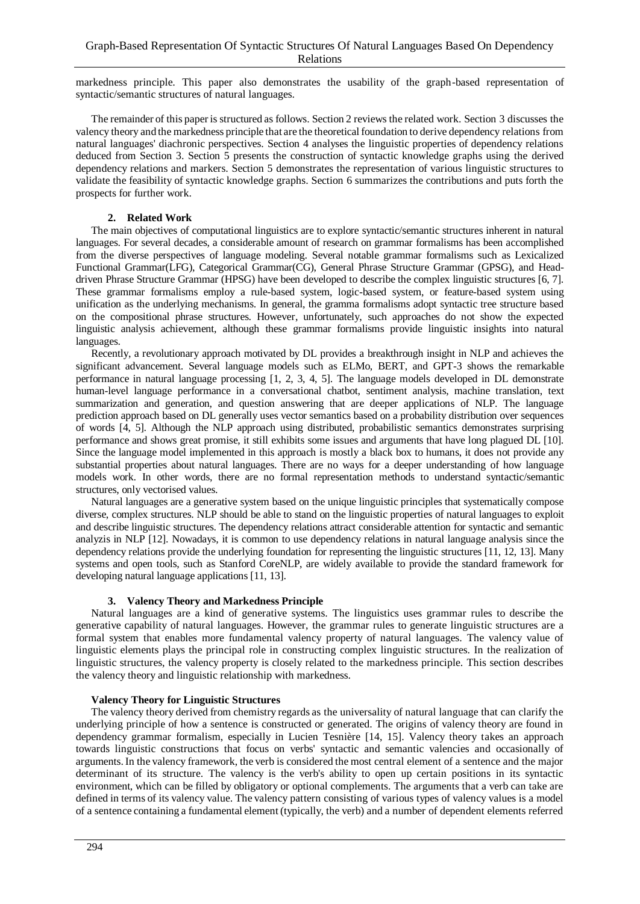markedness principle. This paper also demonstrates the usability of the graph-based representation of syntactic/semantic structures of natural languages.

The remainder of this paper is structured as follows. Section 2 reviews the related work. Section 3 discusses the valency theory and the markedness principle that are the theoretical foundation to derive dependency relations from natural languages' diachronic perspectives. Section 4 analyses the linguistic properties of dependency relations deduced from Section 3. Section 5 presents the construction of syntactic knowledge graphs using the derived dependency relations and markers. Section 5 demonstrates the representation of various linguistic structures to validate the feasibility of syntactic knowledge graphs. Section 6 summarizes the contributions and puts forth the prospects for further work.

## 2. Related Work

The main objectives of computational linguistics are to explore syntactic/semantic structures inherent in natural languages. For several decades, a considerable amount of research on grammar formalisms has been accomplished from the diverse perspectives of language modeling. Several notable grammar formalisms such as Lexicalized Functional Grammar(LFG), Categorical Grammar(CG), General Phrase Structure Grammar (GPSG), and Head-driven Phrase Structure Grammar (HPSG) have been developed to describe the complex linguistic structures [6, 7]. These grammar formalisms employ a rule-based system, logic-based system, or feature-based system using unification as the underlying mechanisms. In general, the gramma formalisms adopt syntactic tree structure based on the compositional phrase structures. However, unfortunately, such approaches do not show the expected linguistic analysis achievement, although these grammar formalisms provide linguistic insights into natural languages.

Recently, a revolutionary approach motivated by DL provides a breakthrough insight in NLP and achieves the significant advancement. Several language models such as ELMo, BERT, and GPT-3 shows the remarkable performance in natural language processing [1, 2, 3, 4, 5]. The language models developed in DL demonstrate human-level language performance in a conversational chatbot, sentiment analysis, machine translation, text summarization and generation, and question answering that are deeper applications of NLP. The language prediction approach based on DL generally uses vector semantics based on a probability distribution over sequences of words [4, 5]. Although the NLP approach using distributed, probabilistic semantics demonstrates surprising performance and shows great promise, it still exhibits some issues and arguments that have long plagued DL [10]. Since the language model implemented in this approach is mostly a black box to humans, it does not provide any substantial properties about natural languages. There are no ways for a deeper understanding of how language models work. In other words, there are no formal representation methods to understand syntactic/semantic structures, only vectorised values.

Natural languages are a generative system based on the unique linguistic principles that systematically compose diverse, complex structures. NLP should be able to stand on the linguistic properties of natural languages to exploit and describe linguistic structures. The dependency relations attract considerable attention for syntactic and semantic analyzis in NLP [12]. Nowadays, it is common to use dependency relations in natural language analysis since the dependency relations provide the underlying foundation for representing the linguistic structures [11, 12, 13]. Many systems and open tools, such as Stanford CoreNLP, are widely available to provide the standard framework for developing natural language applications [11, 13].

## 3. Valency Theory and Markedness Principle

Natural languages are a kind of generative systems. The linguistics uses grammar rules to describe the generative capability of natural languages. However, the grammar rules to generate linguistic structures are a formal system that enables more fundamental valency property of natural languages. The valency value of linguistic elements plays the principal role in constructing complex linguistic structures. In the realization of linguistic structures, the valency property is closely related to the markedness principle. This section describes the valency theory and linguistic relationship with markedness.

### Valency Theory for Linguistic Structures

The valency theory derived from chemistry regards as the universality of natural language that can clarify the underlying principle of how a sentence is constructed or generated. The origins of valency theory are found in dependency grammar formalism, especially in Lucien Tesnière [14, 15]. Valency theory takes an approach towards linguistic constructions that focus on verbs' syntactic and semantic valencies and occasionally of arguments. In the valency framework, the verb is considered the most central element of a sentence and the major determinant of its structure. The valency is the verb's ability to open up certain positions in its syntactic environment, which can be filled by obligatory or optional complements. The arguments that a verb can take are defined in terms of its valency value. The valency pattern consisting of various types of valency values is a model of a sentence containing a fundamental element (typically, the verb) and a number of dependent elements referred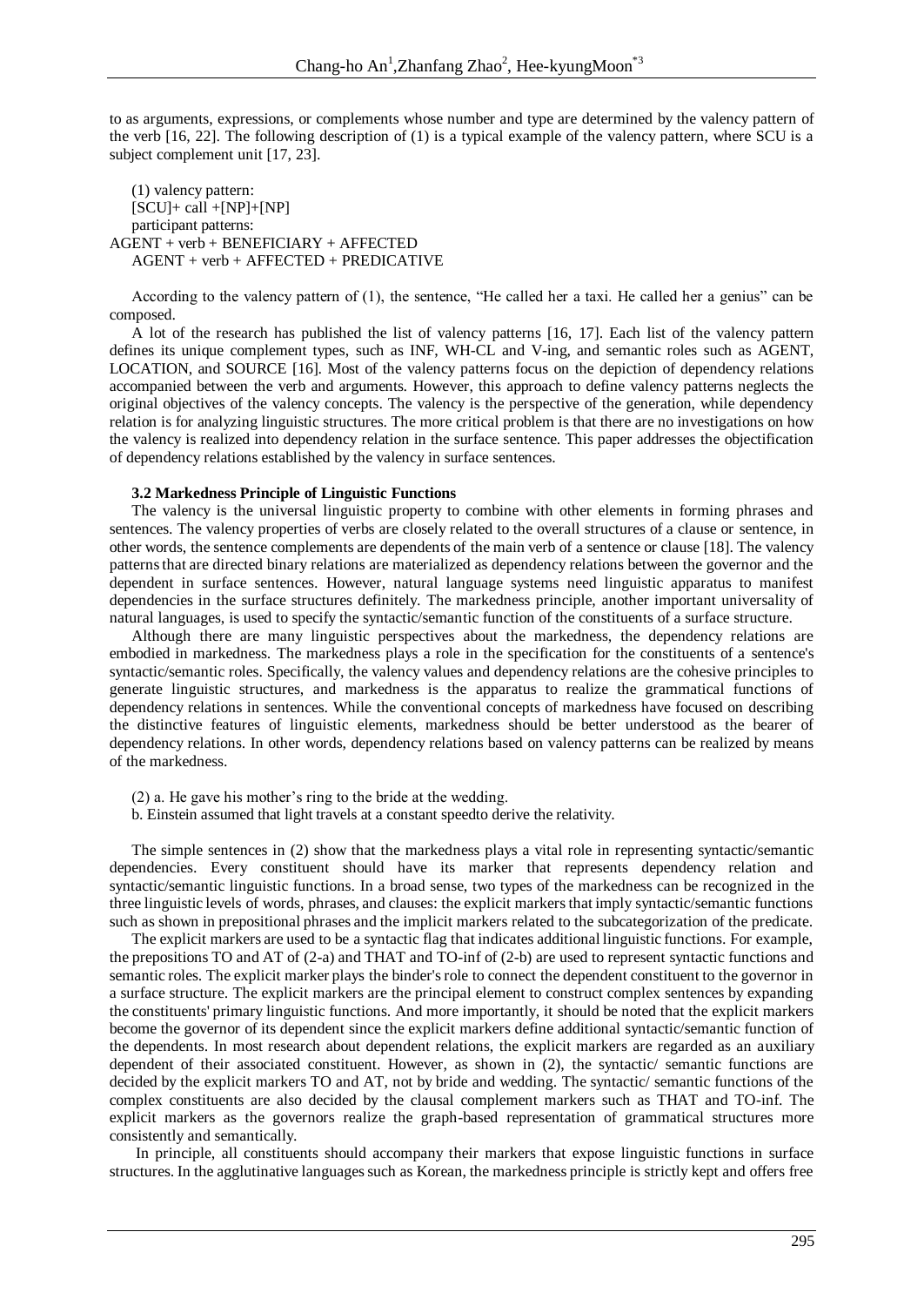to as arguments, expressions, or complements whose number and type are determined by the valency pattern of the verb [16, 22]. The following description of (1) is a typical example of the valency pattern, where SCU is a subject complement unit [17, 23].

(1) valency pattern:
[SCU]+ call +[NP]+[NP]
participant patterns:
AGENT + verb + BENEFICIARY + AFFECTED
AGENT + verb + AFFECTED + PREDICATIVE

According to the valency pattern of (1), the sentence, "He called her a taxi. He called her a genius" can be composed.

A lot of the research has published the list of valency patterns [16, 17]. Each list of the valency pattern defines its unique complement types, such as INF, WH-CL and V-ing, and semantic roles such as AGENT, LOCATION, and SOURCE [16]. Most of the valency patterns focus on the depiction of dependency relations accompanied between the verb and arguments. However, this approach to define valency patterns neglects the original objectives of the valency concepts. The valency is the perspective of the generation, while dependency relation is for analyzing linguistic structures. The more critical problem is that there are no investigations on how the valency is realized into dependency relation in the surface sentence. This paper addresses the objectification of dependency relations established by the valency in surface sentences.

### 3.2 Markedness Principle of Linguistic Functions

The valency is the universal linguistic property to combine with other elements in forming phrases and sentences. The valency properties of verbs are closely related to the overall structures of a clause or sentence, in other words, the sentence complements are dependents of the main verb of a sentence or clause [18]. The valency patterns that are directed binary relations are materialized as dependency relations between the governor and the dependent in surface sentences. However, natural language systems need linguistic apparatus to manifest dependencies in the surface structures definitely. The markedness principle, another important universality of natural languages, is used to specify the syntactic/semantic function of the constituents of a surface structure.

Although there are many linguistic perspectives about the markedness, the dependency relations are embodied in markedness. The markedness plays a role in the specification for the constituents of a sentence's syntactic/semantic roles. Specifically, the valency values and dependency relations are the cohesive principles to generate linguistic structures, and markedness is the apparatus to realize the grammatical functions of dependency relations in sentences. While the conventional concepts of markedness have focused on describing the distinctive features of linguistic elements, markedness should be better understood as the bearer of dependency relations. In other words, dependency relations based on valency patterns can be realized by means of the markedness.

(2) a. He gave his mother's ring to the bride at the wedding.
b. Einstein assumed that light travels at a constant speedto derive the relativity.

The simple sentences in (2) show that the markedness plays a vital role in representing syntactic/semantic dependencies. Every constituent should have its marker that represents dependency relation and syntactic/semantic linguistic functions. In a broad sense, two types of the markedness can be recognized in the three linguistic levels of words, phrases, and clauses: the explicit markers that imply syntactic/semantic functions such as shown in prepositional phrases and the implicit markers related to the subcategorization of the predicate.

The explicit markers are used to be a syntactic flag that indicates additional linguistic functions. For example, the prepositions TO and AT of (2-a) and THAT and TO-inf of (2-b) are used to represent syntactic functions and semantic roles. The explicit marker plays the binder's role to connect the dependent constituent to the governor in a surface structure. The explicit markers are the principal element to construct complex sentences by expanding the constituents' primary linguistic functions. And more importantly, it should be noted that the explicit markers become the governor of its dependent since the explicit markers define additional syntactic/semantic function of the dependents. In most research about dependent relations, the explicit markers are regarded as an auxiliary dependent of their associated constituent. However, as shown in (2), the syntactic/ semantic functions are decided by the explicit markers TO and AT, not by bride and wedding. The syntactic/ semantic functions of the complex constituents are also decided by the clausal complement markers such as THAT and TO-inf. The explicit markers as the governors realize the graph-based representation of grammatical structures more consistently and semantically.

In principle, all constituents should accompany their markers that expose linguistic functions in surface structures. In the agglutinative languages such as Korean, the markedness principle is strictly kept and offers free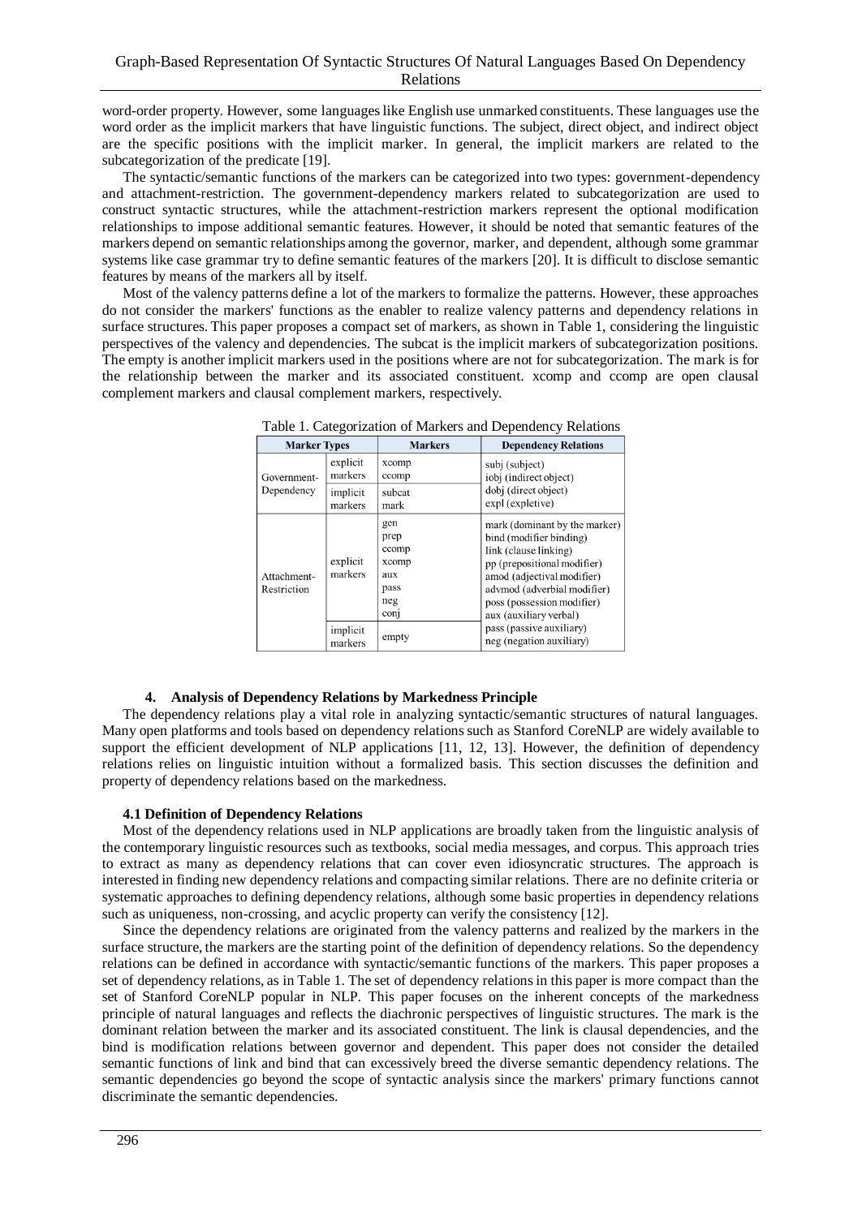word-order property. However, some languages like English use unmarked constituents. These languages use the word order as the implicit markers that have linguistic functions. The subject, direct object, and indirect object are the specific positions with the implicit marker. In general, the implicit markers are related to the subcategorization of the predicate [19].

The syntactic/semantic functions of the markers can be categorized into two types: government-dependency and attachment-restriction. The government-dependency markers related to subcategorization are used to construct syntactic structures, while the attachment-restriction markers represent the optional modification relationships to impose additional semantic features. However, it should be noted that semantic features of the markers depend on semantic relationships among the governor, marker, and dependent, although some grammar systems like case grammar try to define semantic features of the markers [20]. It is difficult to disclose semantic features by means of the markers all by itself.

Most of the valency patterns define a lot of the markers to formalize the patterns. However, these approaches do not consider the markers' functions as the enabler to realize valency patterns and dependency relations in surface structures. This paper proposes a compact set of markers, as shown in Table 1, considering the linguistic perspectives of the valency and dependencies. The subcat is the implicit markers of subcategorization positions. The empty is another implicit markers used in the positions where are not for subcategorization. The mark is for the relationship between the marker and its associated constituent. xcomp and ccomp are open clausal complement markers and clausal complement markers, respectively.

Table 1. Categorization of Markers and Dependency Relations

| Marker Types | | Markers | Dependency Relations |
|---|---|---|---|
| Government-Dependency | explicit markers | xcomp<br>ccomp | subj (subject)<br>iobj (indirect object)<br>dobj (direct object)<br>expl (expletive) |
| | implicit markers | subcat<br>mark | |
| Attachment-Restriction | explicit markers | gen<br>prep<br>ccomp<br>xcomp<br>aux<br>pass<br>neg<br>conj | mark (dominant by the marker)<br>bind (modifier binding)<br>link (clause linking)<br>pp (prepositional modifier)<br>amod (adjectival modifier)<br>advmod (adverbial modifier)<br>poss (possession modifier)<br>aux (auxiliary verbal)<br>pass (passive auxiliary)<br>neg (negation auxiliary) |
| | implicit markers | empty | |

## 4. Analysis of Dependency Relations by Markedness Principle

The dependency relations play a vital role in analyzing syntactic/semantic structures of natural languages. Many open platforms and tools based on dependency relations such as Stanford CoreNLP are widely available to support the efficient development of NLP applications [11, 12, 13]. However, the definition of dependency relations relies on linguistic intuition without a formalized basis. This section discusses the definition and property of dependency relations based on the markedness.

### 4.1 Definition of Dependency Relations

Most of the dependency relations used in NLP applications are broadly taken from the linguistic analysis of the contemporary linguistic resources such as textbooks, social media messages, and corpus. This approach tries to extract as many as dependency relations that can cover even idiosyncratic structures. The approach is interested in finding new dependency relations and compacting similar relations. There are no definite criteria or systematic approaches to defining dependency relations, although some basic properties in dependency relations such as uniqueness, non-crossing, and acyclic property can verify the consistency [12].

Since the dependency relations are originated from the valency patterns and realized by the markers in the surface structure, the markers are the starting point of the definition of dependency relations. So the dependency relations can be defined in accordance with syntactic/semantic functions of the markers. This paper proposes a set of dependency relations, as in Table 1. The set of dependency relations in this paper is more compact than the set of Stanford CoreNLP popular in NLP. This paper focuses on the inherent concepts of the markedness principle of natural languages and reflects the diachronic perspectives of linguistic structures. The mark is the dominant relation between the marker and its associated constituent. The link is clausal dependencies, and the bind is modification relations between governor and dependent. This paper does not consider the detailed semantic functions of link and bind that can excessively breed the diverse semantic dependency relations. The semantic dependencies go beyond the scope of syntactic analysis since the markers' primary functions cannot discriminate the semantic dependencies.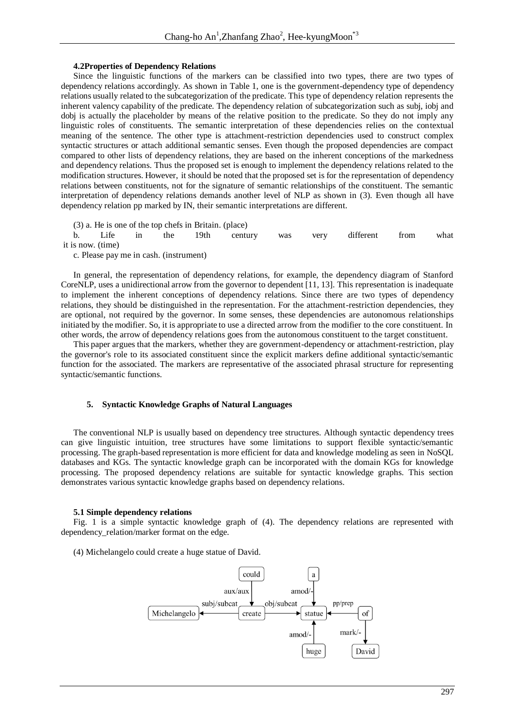### 4.2 Properties of Dependency Relations

Since the linguistic functions of the markers can be classified into two types, there are two types of dependency relations accordingly. As shown in Table 1, one is the government-dependency type of dependency relations usually related to the subcategorization of the predicate. This type of dependency relation represents the inherent valency capability of the predicate. The dependency relation of subcategorization such as subj, iobj and dobj is actually the placeholder by means of the relative position to the predicate. So they do not imply any linguistic roles of constituents. The semantic interpretation of these dependencies relies on the contextual meaning of the sentence. The other type is attachment-restriction dependencies used to construct complex syntactic structures or attach additional semantic senses. Even though the proposed dependencies are compact compared to other lists of dependency relations, they are based on the inherent conceptions of the markedness and dependency relations. Thus the proposed set is enough to implement the dependency relations related to the modification structures. However, it should be noted that the proposed set is for the representation of dependency relations between constituents, not for the signature of semantic relationships of the constituent. The semantic interpretation of dependency relations demands another level of NLP as shown in (3). Even though all have dependency relation pp marked by IN, their semantic interpretations are different.

(3) a. He is one of the top chefs in Britain. (place)
b. Life in the 19th century was very different from what it is now. (time)
c. Please pay me in cash. (instrument)

In general, the representation of dependency relations, for example, the dependency diagram of Stanford CoreNLP, uses a unidirectional arrow from the governor to dependent [11, 13]. This representation is inadequate to implement the inherent conceptions of dependency relations. Since there are two types of dependency relations, they should be distinguished in the representation. For the attachment-restriction dependencies, they are optional, not required by the governor. In some senses, these dependencies are autonomous relationships initiated by the modifier. So, it is appropriate to use a directed arrow from the modifier to the core constituent. In other words, the arrow of dependency relations goes from the autonomous constituent to the target constituent.

This paper argues that the markers, whether they are government-dependency or attachment-restriction, play the governor's role to its associated constituent since the explicit markers define additional syntactic/semantic function for the associated. The markers are representative of the associated phrasal structure for representing syntactic/semantic functions.

## 5. Syntactic Knowledge Graphs of Natural Languages

The conventional NLP is usually based on dependency tree structures. Although syntactic dependency trees can give linguistic intuition, tree structures have some limitations to support flexible syntactic/semantic processing. The graph-based representation is more efficient for data and knowledge modeling as seen in NoSQL databases and KGs. The syntactic knowledge graph can be incorporated with the domain KGs for knowledge processing. The proposed dependency relations are suitable for syntactic knowledge graphs. This section demonstrates various syntactic knowledge graphs based on dependency relations.

### 5.1 Simple dependency relations

Fig. 1 is a simple syntactic knowledge graph of (4). The dependency relations are represented with dependency_relation/marker format on the edge.

(4) Michelangelo could create a huge statue of David.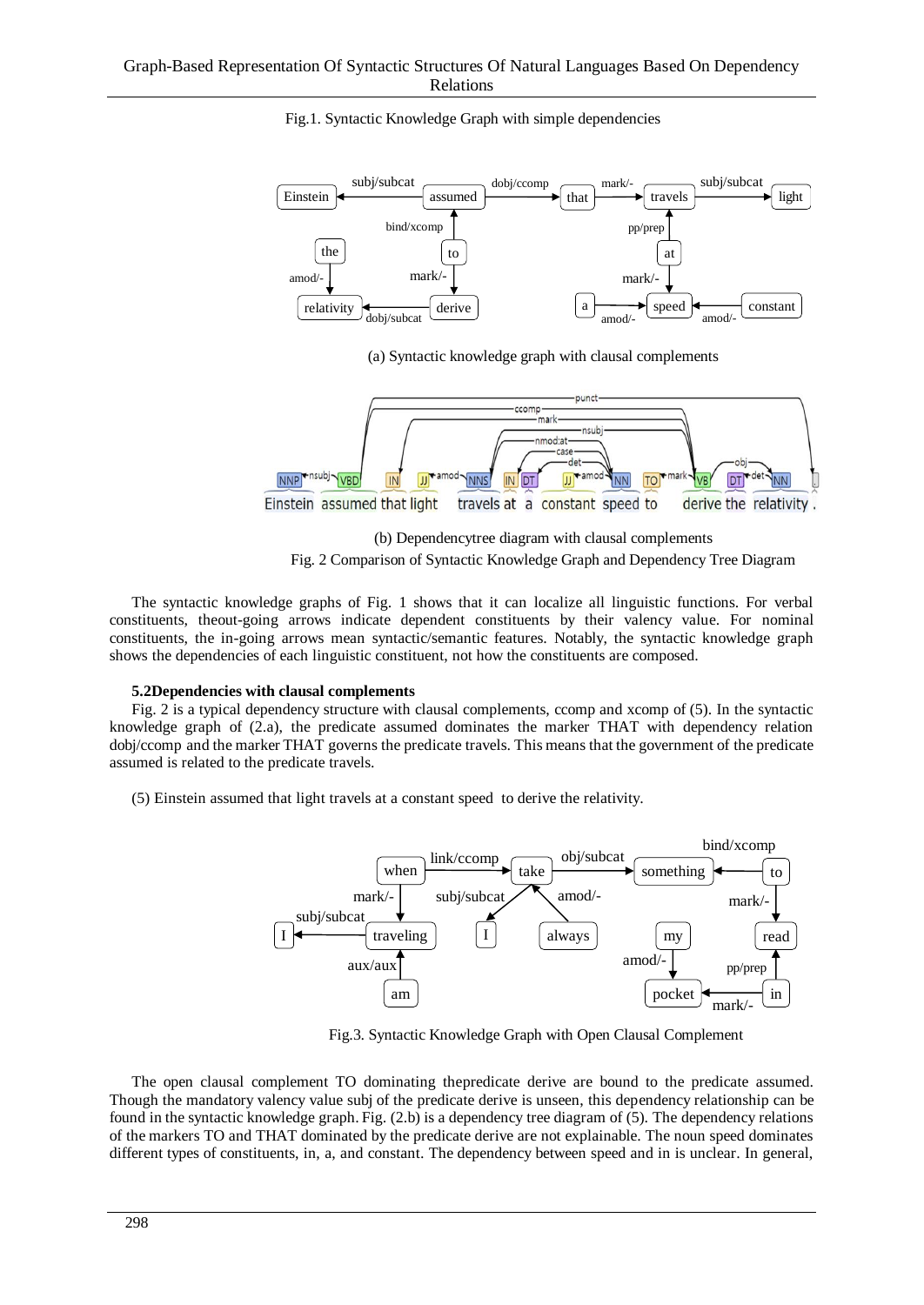Fig.1. Syntactic Knowledge Graph with simple dependencies

(a) Syntactic knowledge graph with clausal complements

(b) Dependencytree diagram with clausal complements

Fig. 2 Comparison of Syntactic Knowledge Graph and Dependency Tree Diagram

The syntactic knowledge graphs of Fig. 1 shows that it can localize all linguistic functions. For verbal constituents, theout-going arrows indicate dependent constituents by their valency value. For nominal constituents, the in-going arrows mean syntactic/semantic features. Notably, the syntactic knowledge graph shows the dependencies of each linguistic constituent, not how the constituents are composed.

### 5.2Dependencies with clausal complements

Fig. 2 is a typical dependency structure with clausal complements, ccomp and xcomp of (5). In the syntactic knowledge graph of (2.a), the predicate assumed dominates the marker THAT with dependency relation dobj/ccomp and the marker THAT governs the predicate travels. This means that the government of the predicate assumed is related to the predicate travels.

(5) Einstein assumed that light travels at a constant speed to derive the relativity.

Fig.3. Syntactic Knowledge Graph with Open Clausal Complement

The open clausal complement TO dominating thepredicate derive are bound to the predicate assumed. Though the mandatory valency value subj of the predicate derive is unseen, this dependency relationship can be found in the syntactic knowledge graph. Fig. (2.b) is a dependency tree diagram of (5). The dependency relations of the markers TO and THAT dominated by the predicate derive are not explainable. The noun speed dominates different types of constituents, in, a, and constant. The dependency between speed and in is unclear. In general,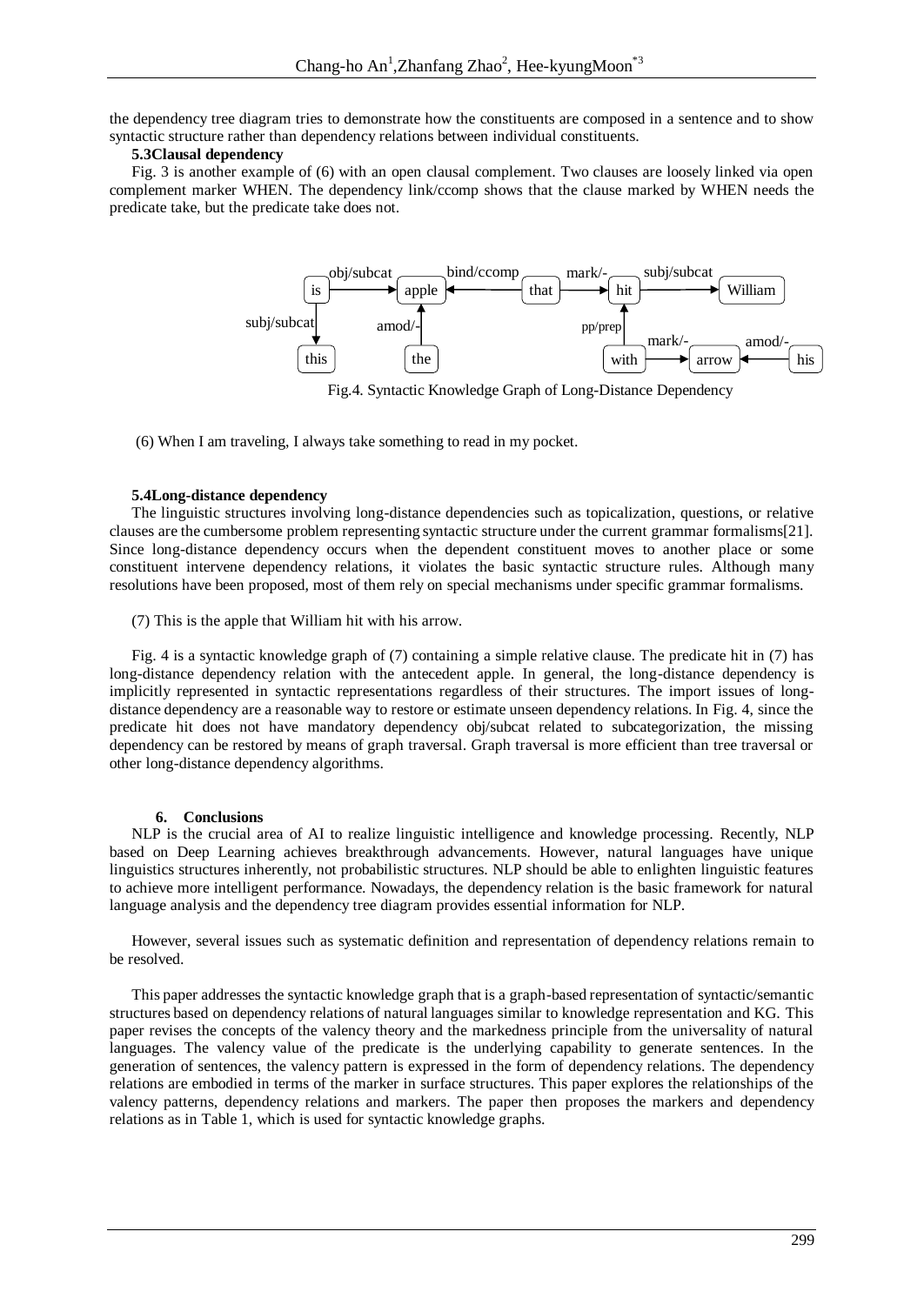the dependency tree diagram tries to demonstrate how the constituents are composed in a sentence and to show syntactic structure rather than dependency relations between individual constituents.

**5.3Clausal dependency**

Fig. 3 is another example of (6) with an open clausal complement. Two clauses are loosely linked via open complement marker WHEN. The dependency link/ccomp shows that the clause marked by WHEN needs the predicate take, but the predicate take does not.

Fig.4. Syntactic Knowledge Graph of Long-Distance Dependency

(6) When I am traveling, I always take something to read in my pocket.

**5.4Long-distance dependency**

The linguistic structures involving long-distance dependencies such as topicalization, questions, or relative clauses are the cumbersome problem representing syntactic structure under the current grammar formalisms[21]. Since long-distance dependency occurs when the dependent constituent moves to another place or some constituent intervene dependency relations, it violates the basic syntactic structure rules. Although many resolutions have been proposed, most of them rely on special mechanisms under specific grammar formalisms.

(7) This is the apple that William hit with his arrow.

Fig. 4 is a syntactic knowledge graph of (7) containing a simple relative clause. The predicate hit in (7) has long-distance dependency relation with the antecedent apple. In general, the long-distance dependency is implicitly represented in syntactic representations regardless of their structures. The import issues of long-distance dependency are a reasonable way to restore or estimate unseen dependency relations. In Fig. 4, since the predicate hit does not have mandatory dependency obj/subcat related to subcategorization, the missing dependency can be restored by means of graph traversal. Graph traversal is more efficient than tree traversal or other long-distance dependency algorithms.

## 6. Conclusions

NLP is the crucial area of AI to realize linguistic intelligence and knowledge processing. Recently, NLP based on Deep Learning achieves breakthrough advancements. However, natural languages have unique linguistics structures inherently, not probabilistic structures. NLP should be able to enlighten linguistic features to achieve more intelligent performance. Nowadays, the dependency relation is the basic framework for natural language analysis and the dependency tree diagram provides essential information for NLP.

However, several issues such as systematic definition and representation of dependency relations remain to be resolved.

This paper addresses the syntactic knowledge graph that is a graph-based representation of syntactic/semantic structures based on dependency relations of natural languages similar to knowledge representation and KG. This paper revises the concepts of the valency theory and the markedness principle from the universality of natural languages. The valency value of the predicate is the underlying capability to generate sentences. In the generation of sentences, the valency pattern is expressed in the form of dependency relations. The dependency relations are embodied in terms of the marker in surface structures. This paper explores the relationships of the valency patterns, dependency relations and markers. The paper then proposes the markers and dependency relations as in Table 1, which is used for syntactic knowledge graphs.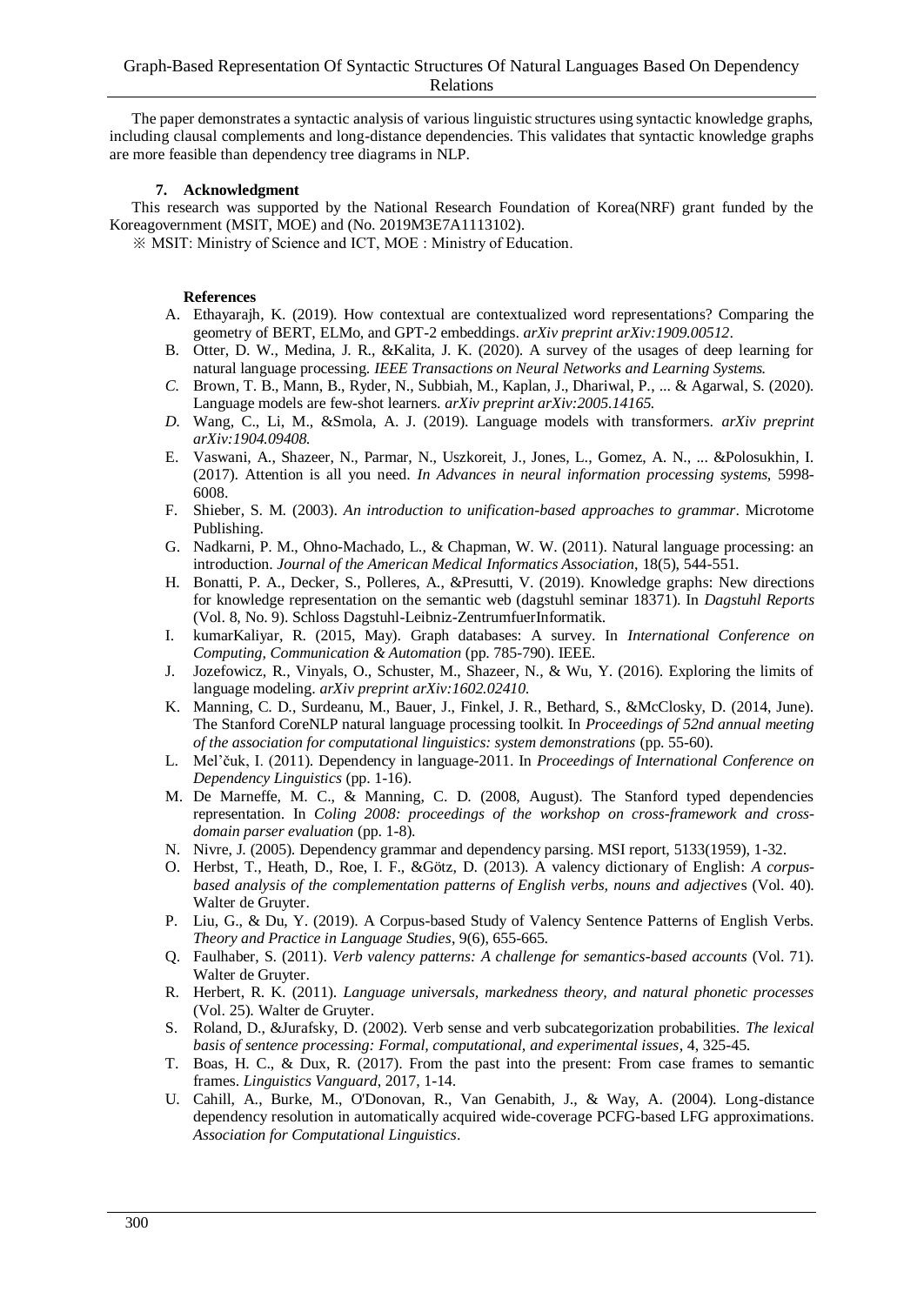The paper demonstrates a syntactic analysis of various linguistic structures using syntactic knowledge graphs, including clausal complements and long-distance dependencies. This validates that syntactic knowledge graphs are more feasible than dependency tree diagrams in NLP.

### 7. Acknowledgment

This research was supported by the National Research Foundation of Korea(NRF) grant funded by the Koreagovernment (MSIT, MOE) and (No. 2019M3E7A1113102).

※ MSIT: Ministry of Science and ICT, MOE : Ministry of Education.

#### References

A. Ethayarajh, K. (2019). How contextual are contextualized word representations? Comparing the geometry of BERT, ELMo, and GPT-2 embeddings. *arXiv preprint arXiv:1909.00512*.

B. Otter, D. W., Medina, J. R., &Kalita, J. K. (2020). A survey of the usages of deep learning for natural language processing. *IEEE Transactions on Neural Networks and Learning Systems.*

C. Brown, T. B., Mann, B., Ryder, N., Subbiah, M., Kaplan, J., Dhariwal, P., ... & Agarwal, S. (2020). Language models are few-shot learners. *arXiv preprint arXiv:2005.14165.*

D. Wang, C., Li, M., &Smola, A. J. (2019). Language models with transformers. *arXiv preprint arXiv:1904.09408.*

E. Vaswani, A., Shazeer, N., Parmar, N., Uszkoreit, J., Jones, L., Gomez, A. N., ... &Polosukhin, I. (2017). Attention is all you need. *In Advances in neural information processing systems,* 5998-6008.

F. Shieber, S. M. (2003). *An introduction to unification-based approaches to grammar*. Microtome Publishing.

G. Nadkarni, P. M., Ohno-Machado, L., & Chapman, W. W. (2011). Natural language processing: an introduction. *Journal of the American Medical Informatics Association*, 18(5), 544-551.

H. Bonatti, P. A., Decker, S., Polleres, A., &Presutti, V. (2019). Knowledge graphs: New directions for knowledge representation on the semantic web (dagstuhl seminar 18371). In *Dagstuhl Reports* (Vol. 8, No. 9). Schloss Dagstuhl-Leibniz-ZentrumfuerInformatik.

I. kumarKaliyar, R. (2015, May). Graph databases: A survey. In *International Conference on Computing, Communication & Automation* (pp. 785-790). IEEE.

J. Jozefowicz, R., Vinyals, O., Schuster, M., Shazeer, N., & Wu, Y. (2016). Exploring the limits of language modeling. *arXiv preprint arXiv:1602.02410.*

K. Manning, C. D., Surdeanu, M., Bauer, J., Finkel, J. R., Bethard, S., &McClosky, D. (2014, June). The Stanford CoreNLP natural language processing toolkit. In *Proceedings of 52nd annual meeting of the association for computational linguistics: system demonstrations* (pp. 55-60).

L. Mel'čuk, I. (2011). Dependency in language-2011. In *Proceedings of International Conference on Dependency Linguistics* (pp. 1-16).

M. De Marneffe, M. C., & Manning, C. D. (2008, August). The Stanford typed dependencies representation. In *Coling 2008: proceedings of the workshop on cross-framework and cross-domain parser evaluation* (pp. 1-8).

N. Nivre, J. (2005). Dependency grammar and dependency parsing. MSI report, 5133(1959), 1-32.

O. Herbst, T., Heath, D., Roe, I. F., &Götz, D. (2013). A valency dictionary of English: *A corpus-based analysis of the complementation patterns of English verbs, nouns and adjective*s (Vol. 40). Walter de Gruyter.

P. Liu, G., & Du, Y. (2019). A Corpus-based Study of Valency Sentence Patterns of English Verbs. *Theory and Practice in Language Studies*, 9(6), 655-665.

Q. Faulhaber, S. (2011). *Verb valency patterns: A challenge for semantics-based accounts* (Vol. 71). Walter de Gruyter.

R. Herbert, R. K. (2011). *Language universals, markedness theory, and natural phonetic processes* (Vol. 25). Walter de Gruyter.

S. Roland, D., &Jurafsky, D. (2002). Verb sense and verb subcategorization probabilities. *The lexical basis of sentence processing: Formal, computational, and experimental issues*, 4, 325-45.

T. Boas, H. C., & Dux, R. (2017). From the past into the present: From case frames to semantic frames. *Linguistics Vanguard*, 2017, 1-14.

U. Cahill, A., Burke, M., O'Donovan, R., Van Genabith, J., & Way, A. (2004). Long-distance dependency resolution in automatically acquired wide-coverage PCFG-based LFG approximations. *Association for Computational Linguistics*.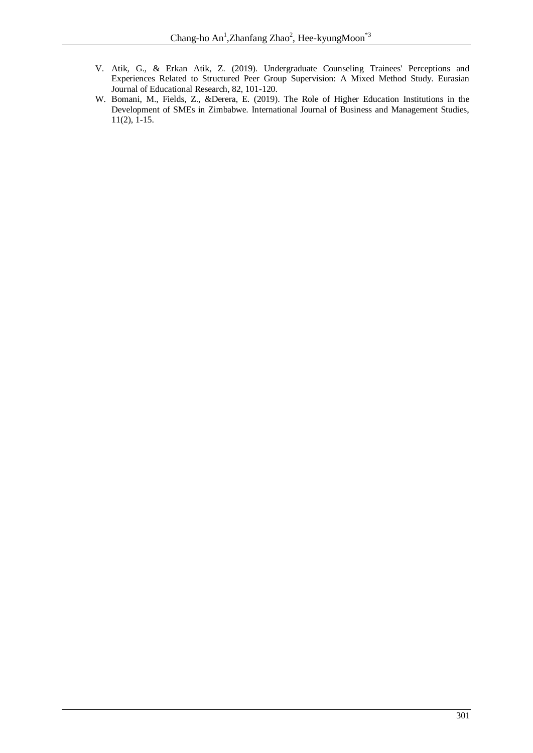V. Atik, G., & Erkan Atik, Z. (2019). Undergraduate Counseling Trainees' Perceptions and Experiences Related to Structured Peer Group Supervision: A Mixed Method Study. Eurasian Journal of Educational Research, 82, 101-120.

W. Bomani, M., Fields, Z., &Derera, E. (2019). The Role of Higher Education Institutions in the Development of SMEs in Zimbabwe. International Journal of Business and Management Studies, 11(2), 1-15.